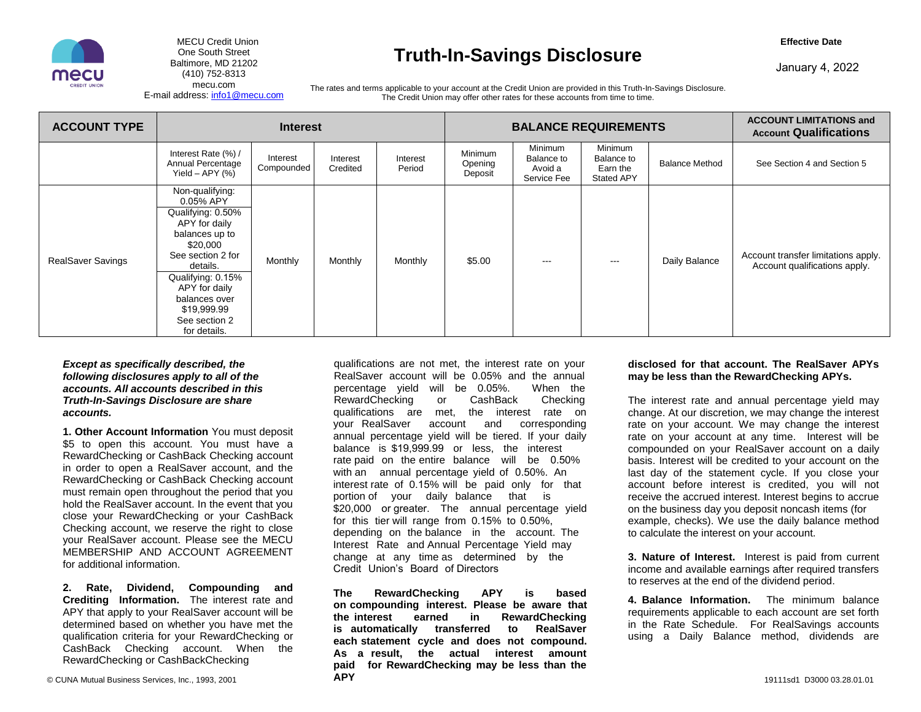MECU Credit Union
One South Street
Baltimore, MD 21202
(410) 752-8313
mecu.com
E-mail address: info1@mecu.com

# Truth-In-Savings Disclosure

**Effective Date**

January 4, 2022

The rates and terms applicable to your account at the Credit Union are provided in this Truth-In-Savings Disclosure. The Credit Union may offer other rates for these accounts from time to time.

| ACCOUNT TYPE | Interest | | | | BALANCE REQUIREMENTS | | | | ACCOUNT LIMITATIONS and Account Qualifications |
|---|---|---|---|---|---|---|---|---|---|
| | Interest Rate (%) / Annual Percentage Yield – APY (%) | Interest Compounded | Interest Credited | Interest Period | Minimum Opening Deposit | Minimum Balance to Avoid a Service Fee | Minimum Balance to Earn the Stated APY | Balance Method | See Section 4 and Section 5 |
| RealSaver Savings | Non-qualifying: 0.05% APY<br>Qualifying: 0.50% APY for daily balances up to $20,000 See section 2 for details.<br>Qualifying: 0.15% APY for daily balances over $19,999.99 See section 2 for details. | Monthly | Monthly | Monthly | $5.00 | --- | --- | Daily Balance | Account transfer limitations apply. Account qualifications apply. |

***Except as specifically described, the following disclosures apply to all of the accounts. All accounts described in this Truth-In-Savings Disclosure are share accounts.***

**1. Other Account Information** You must deposit $5 to open this account. You must have a RewardChecking or CashBack Checking account in order to open a RealSaver account, and the RewardChecking or CashBack Checking account must remain open throughout the period that you hold the RealSaver account. In the event that you close your RewardChecking or your CashBack Checking account, we reserve the right to close your RealSaver account. Please see the MECU MEMBERSHIP AND ACCOUNT AGREEMENT for additional information.

**2. Rate, Dividend, Compounding and Crediting Information.** The interest rate and APY that apply to your RealSaver account will be determined based on whether you have met the qualification criteria for your RewardChecking or CashBack Checking account. When the RewardChecking or CashBackChecking qualifications are not met, the interest rate on your RealSaver account will be 0.05% and the annual percentage yield will be 0.05%. When the RewardChecking or CashBack Checking qualifications are met, the interest rate on your RealSaver account and corresponding annual percentage yield will be tiered. If your daily balance is $19,999.99 or less, the interest rate paid on the entire balance will be 0.50% with an annual percentage yield of 0.50%. An interest rate of 0.15% will be paid only for that portion of your daily balance that is $20,000 or greater. The annual percentage yield for this tier will range from 0.15% to 0.50%, depending on the balance in the account. The Interest Rate and Annual Percentage Yield may change at any time as determined by the Credit Union's Board of Directors

**The RewardChecking APY is based on compounding interest. Please be aware that the interest earned in RewardChecking is automatically transferred to RealSaver each statement cycle and does not compound. As a result, the actual interest amount paid for RewardChecking may be less than the APY disclosed for that account. The RealSaver APYs may be less than the RewardChecking APYs.**

The interest rate and annual percentage yield may change. At our discretion, we may change the interest rate on your account. We may change the interest rate on your account at any time. Interest will be compounded on your RealSaver account on a daily basis. Interest will be credited to your account on the last day of the statement cycle. If you close your account before interest is credited, you will not receive the accrued interest. Interest begins to accrue on the business day you deposit noncash items (for example, checks). We use the daily balance method to calculate the interest on your account.

**3. Nature of Interest.** Interest is paid from current income and available earnings after required transfers to reserves at the end of the dividend period.

**4. Balance Information.** The minimum balance requirements applicable to each account are set forth in the Rate Schedule. For RealSavings accounts using a Daily Balance method, dividends are

© CUNA Mutual Business Services, Inc., 1993, 2001

19111sd1 D3000 03.28.01.01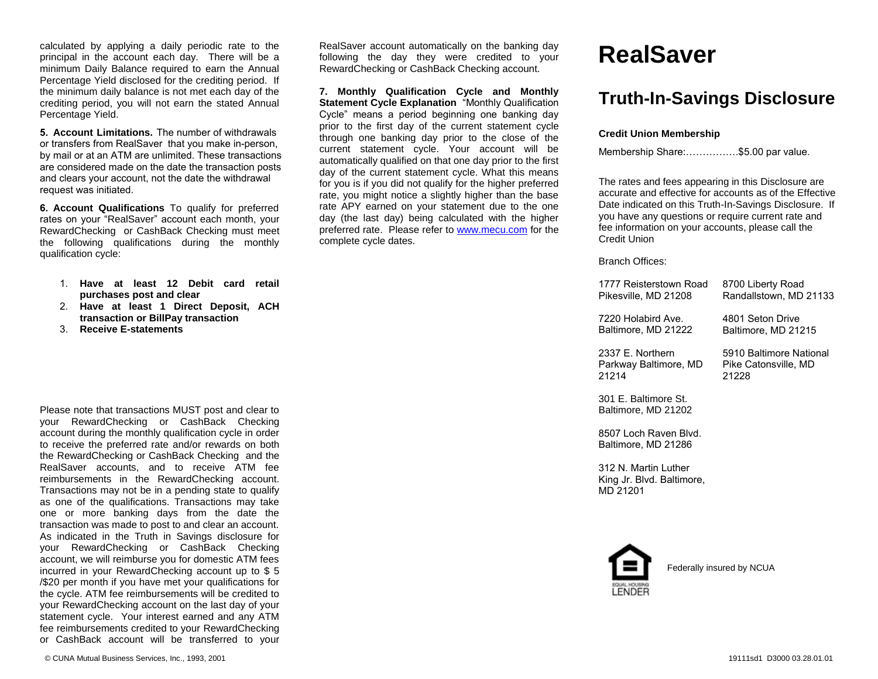calculated by applying a daily periodic rate to the principal in the account each day. There will be a minimum Daily Balance required to earn the Annual Percentage Yield disclosed for the crediting period. If the minimum daily balance is not met each day of the crediting period, you will not earn the stated Annual Percentage Yield.

**5. Account Limitations.** The number of withdrawals or transfers from RealSaver that you make in-person, by mail or at an ATM are unlimited. These transactions are considered made on the date the transaction posts and clears your account, not the date the withdrawal request was initiated.

**6. Account Qualifications** To qualify for preferred rates on your "RealSaver" account each month, your RewardChecking or CashBack Checking must meet the following qualifications during the monthly qualification cycle:

1. **Have at least 12 Debit card retail purchases post and clear**
2. **Have at least 1 Direct Deposit, ACH transaction or BillPay transaction**
3. **Receive E-statements**

Please note that transactions MUST post and clear to your RewardChecking or CashBack Checking account during the monthly qualification cycle in order to receive the preferred rate and/or rewards on both the RewardChecking or CashBack Checking and the RealSaver accounts, and to receive ATM fee reimbursements in the RewardChecking account. Transactions may not be in a pending state to qualify as one of the qualifications. Transactions may take one or more banking days from the date the transaction was made to post to and clear an account. As indicated in the Truth in Savings disclosure for your RewardChecking or CashBack Checking account, we will reimburse you for domestic ATM fees incurred in your RewardChecking account up to $ 5 /$20 per month if you have met your qualifications for the cycle. ATM fee reimbursements will be credited to your RewardChecking account on the last day of your statement cycle. Your interest earned and any ATM fee reimbursements credited to your RewardChecking or CashBack account will be transferred to your RealSaver account automatically on the banking day following the day they were credited to your RewardChecking or CashBack Checking account.

**7. Monthly Qualification Cycle and Monthly Statement Cycle Explanation** "Monthly Qualification Cycle" means a period beginning one banking day prior to the first day of the current statement cycle through one banking day prior to the close of the current statement cycle. Your account will be automatically qualified on that one day prior to the first day of the current statement cycle. What this means for you is if you did not qualify for the higher preferred rate, you might notice a slightly higher than the base rate APY earned on your statement due to the one day (the last day) being calculated with the higher preferred rate. Please refer to www.mecu.com for the complete cycle dates.

# RealSaver

## Truth-In-Savings Disclosure

**Credit Union Membership**

Membership Share:…………….$5.00 par value.

The rates and fees appearing in this Disclosure are accurate and effective for accounts as of the Effective Date indicated on this Truth-In-Savings Disclosure. If you have any questions or require current rate and fee information on your accounts, please call the Credit Union

Branch Offices:

1777 Reisterstown Road
Pikesville, MD 21208

8700 Liberty Road
Randallstown, MD 21133

7220 Holabird Ave.
Baltimore, MD 21222

4801 Seton Drive
Baltimore, MD 21215

2337 E. Northern Parkway Baltimore, MD 21214

5910 Baltimore National Pike Catonsville, MD 21228

301 E. Baltimore St.
Baltimore, MD 21202

8507 Loch Raven Blvd.
Baltimore, MD 21286

312 N. Martin Luther King Jr. Blvd. Baltimore, MD 21201

EQUAL HOUSING LENDER

Federally insured by NCUA

© CUNA Mutual Business Services, Inc., 1993, 2001

19111sd1 D3000 03.28.01.01